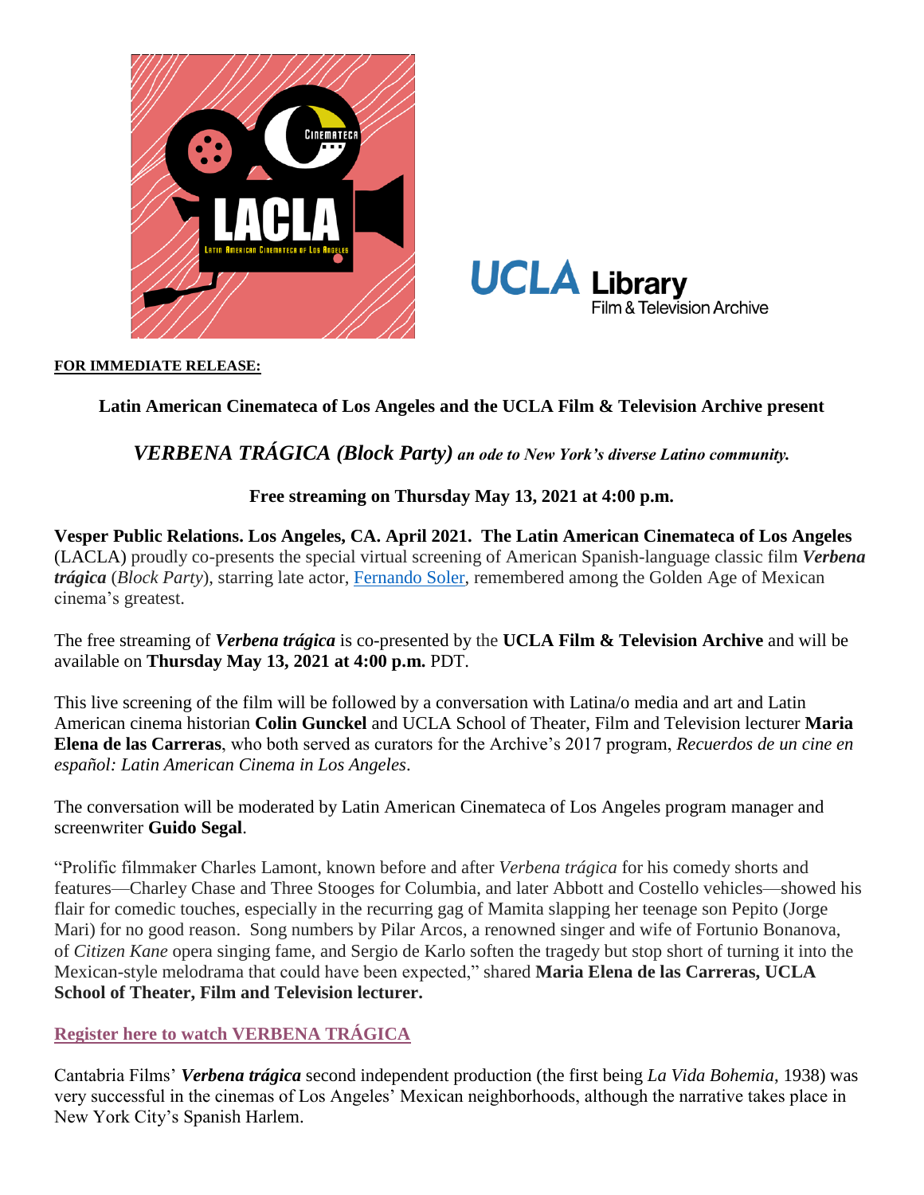**FOR IMMEDIATE RELEASE:**

**Latin American Cinemateca of Los Angeles and the UCLA Film & Television Archive present**

***VERBENA TRÁGICA (Block Party)*** ***an ode to New York's diverse Latino community.***

**Free streaming on Thursday May 13, 2021 at 4:00 p.m.**

**Vesper Public Relations. Los Angeles, CA. April 2021. The Latin American Cinemateca of Los Angeles** (LACLA) proudly co-presents the special virtual screening of American Spanish-language classic film ***Verbena trágica*** (*Block Party*), starring late actor, Fernando Soler, remembered among the Golden Age of Mexican cinema's greatest.

The free streaming of ***Verbena trágica*** is co-presented by the **UCLA Film & Television Archive** and will be available on **Thursday May 13, 2021 at 4:00 p.m.** PDT.

This live screening of the film will be followed by a conversation with Latina/o media and art and Latin American cinema historian **Colin Gunckel** and UCLA School of Theater, Film and Television lecturer **Maria Elena de las Carreras**, who both served as curators for the Archive's 2017 program, *Recuerdos de un cine en español: Latin American Cinema in Los Angeles*.

The conversation will be moderated by Latin American Cinemateca of Los Angeles program manager and screenwriter **Guido Segal**.

"Prolific filmmaker Charles Lamont, known before and after *Verbena trágica* for his comedy shorts and features—Charley Chase and Three Stooges for Columbia, and later Abbott and Costello vehicles—showed his flair for comedic touches, especially in the recurring gag of Mamita slapping her teenage son Pepito (Jorge Mari) for no good reason. Song numbers by Pilar Arcos, a renowned singer and wife of Fortunio Bonanova, of *Citizen Kane* opera singing fame, and Sergio de Karlo soften the tragedy but stop short of turning it into the Mexican-style melodrama that could have been expected," shared **Maria Elena de las Carreras, UCLA School of Theater, Film and Television lecturer.**

**Register here to watch VERBENA TRÁGICA**

Cantabria Films' ***Verbena trágica*** second independent production (the first being *La Vida Bohemia*, 1938) was very successful in the cinemas of Los Angeles' Mexican neighborhoods, although the narrative takes place in New York City's Spanish Harlem.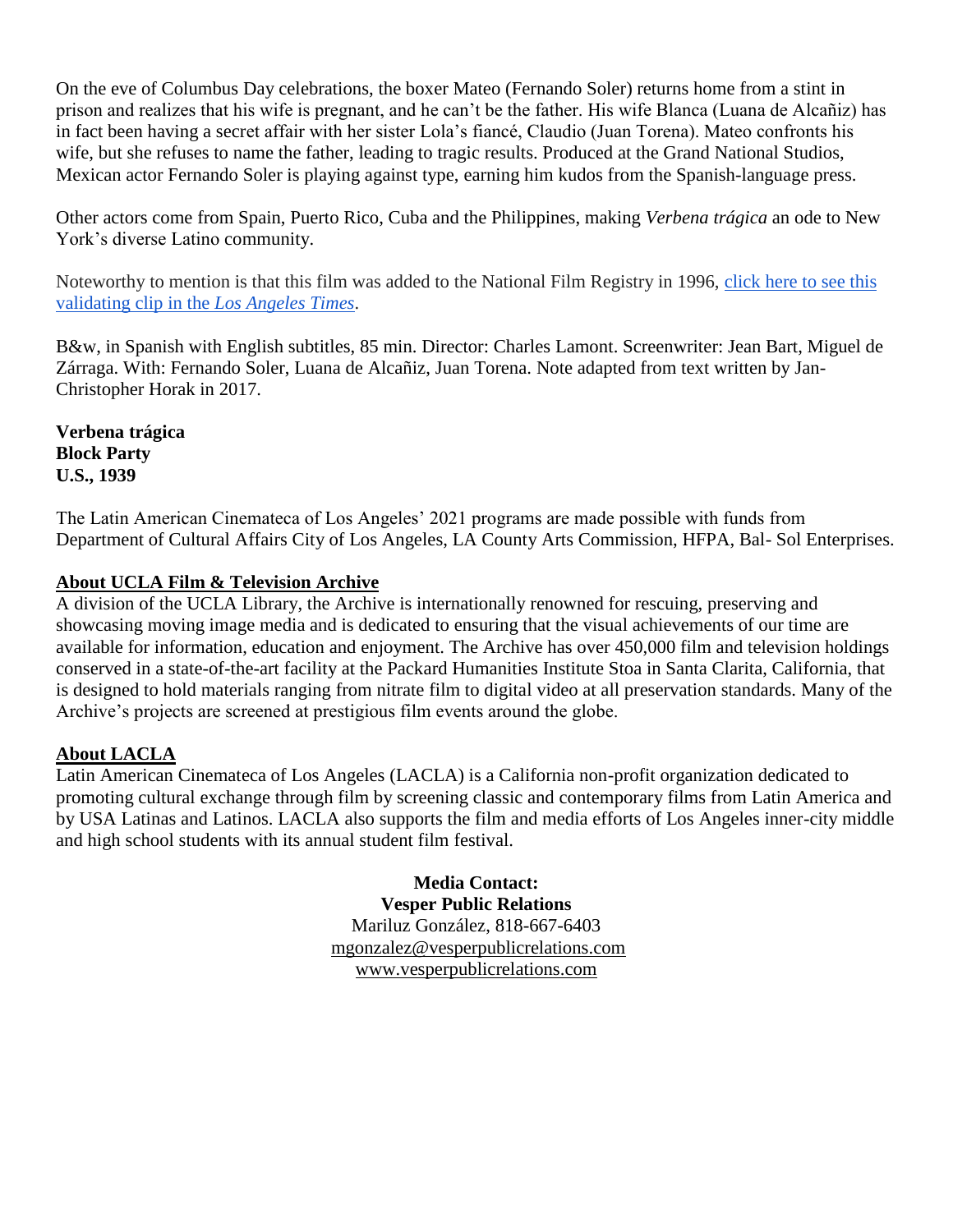On the eve of Columbus Day celebrations, the boxer Mateo (Fernando Soler) returns home from a stint in prison and realizes that his wife is pregnant, and he can't be the father. His wife Blanca (Luana de Alcañiz) has in fact been having a secret affair with her sister Lola's fiancé, Claudio (Juan Torena). Mateo confronts his wife, but she refuses to name the father, leading to tragic results. Produced at the Grand National Studios, Mexican actor Fernando Soler is playing against type, earning him kudos from the Spanish-language press.

Other actors come from Spain, Puerto Rico, Cuba and the Philippines, making *Verbena trágica* an ode to New York's diverse Latino community.

Noteworthy to mention is that this film was added to the National Film Registry in 1996, click here to see this validating clip in the *Los Angeles Times*.

B&w, in Spanish with English subtitles, 85 min. Director: Charles Lamont. Screenwriter: Jean Bart, Miguel de Zárraga. With: Fernando Soler, Luana de Alcañiz, Juan Torena. Note adapted from text written by Jan-Christopher Horak in 2017.

**Verbena trágica**
**Block Party**
**U.S., 1939**

The Latin American Cinemateca of Los Angeles' 2021 programs are made possible with funds from Department of Cultural Affairs City of Los Angeles, LA County Arts Commission, HFPA, Bal- Sol Enterprises.

## About UCLA Film & Television Archive

A division of the UCLA Library, the Archive is internationally renowned for rescuing, preserving and showcasing moving image media and is dedicated to ensuring that the visual achievements of our time are available for information, education and enjoyment. The Archive has over 450,000 film and television holdings conserved in a state-of-the-art facility at the Packard Humanities Institute Stoa in Santa Clarita, California, that is designed to hold materials ranging from nitrate film to digital video at all preservation standards. Many of the Archive's projects are screened at prestigious film events around the globe.

## About LACLA

Latin American Cinemateca of Los Angeles (LACLA) is a California non-profit organization dedicated to promoting cultural exchange through film by screening classic and contemporary films from Latin America and by USA Latinas and Latinos. LACLA also supports the film and media efforts of Los Angeles inner-city middle and high school students with its annual student film festival.

**Media Contact:**
**Vesper Public Relations**
Mariluz González, 818-667-6403
mgonzalez@vesperpublicrelations.com
www.vesperpublicrelations.com